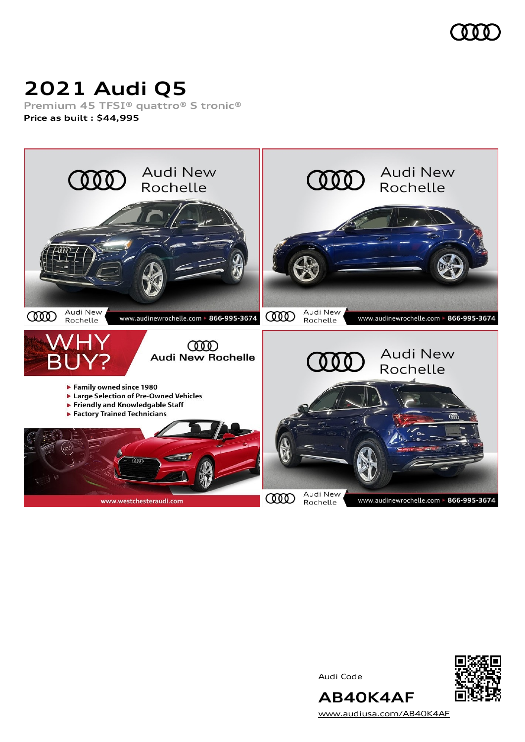# 2021 Audi Q5

Premium 45 TFSI® quattro® S tronic®

**Price as built : $44,995**

Audi Code

**AB40K4AF**

www.audiusa.com/AB40K4AF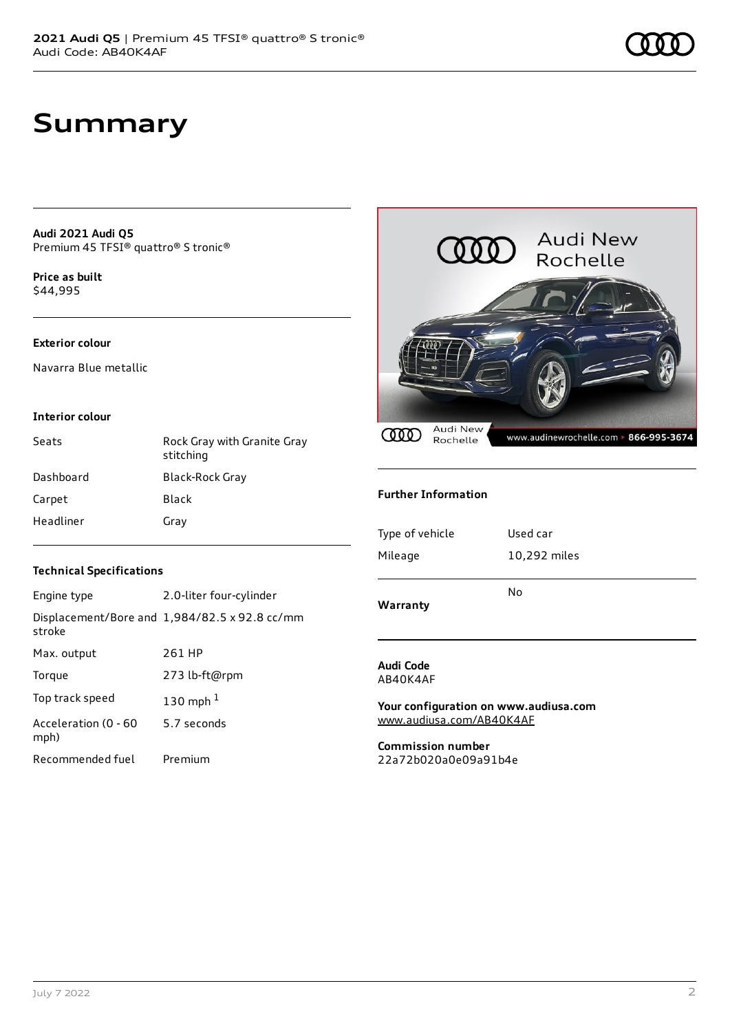# Summary

**Audi 2021 Audi Q5**
Premium 45 TFSI® quattro® S tronic®

**Price as built**
$44,995

### Exterior colour

Navarra Blue metallic

### Interior colour

| | |
|---|---|
| Seats | Rock Gray with Granite Gray stitching |
| Dashboard | Black-Rock Gray |
| Carpet | Black |
| Headliner | Gray |

### Technical Specifications

| | |
|---|---|
| Engine type | 2.0-liter four-cylinder |
| Displacement/Bore and stroke | 1,984/82.5 x 92.8 cc/mm |
| Max. output | 261 HP |
| Torque | 273 lb-ft@rpm |
| Top track speed | 130 mph [1] |
| Acceleration (0 - 60 mph) | 5.7 seconds |
| Recommended fuel | Premium |

### Further Information

| | |
|---|---|
| Type of vehicle | Used car |
| Mileage | 10,292 miles |

**Warranty** No

**Audi Code**
AB40K4AF

**Your configuration on www.audiusa.com**
www.audiusa.com/AB40K4AF

**Commission number**
22a72b020a0e09a91b4e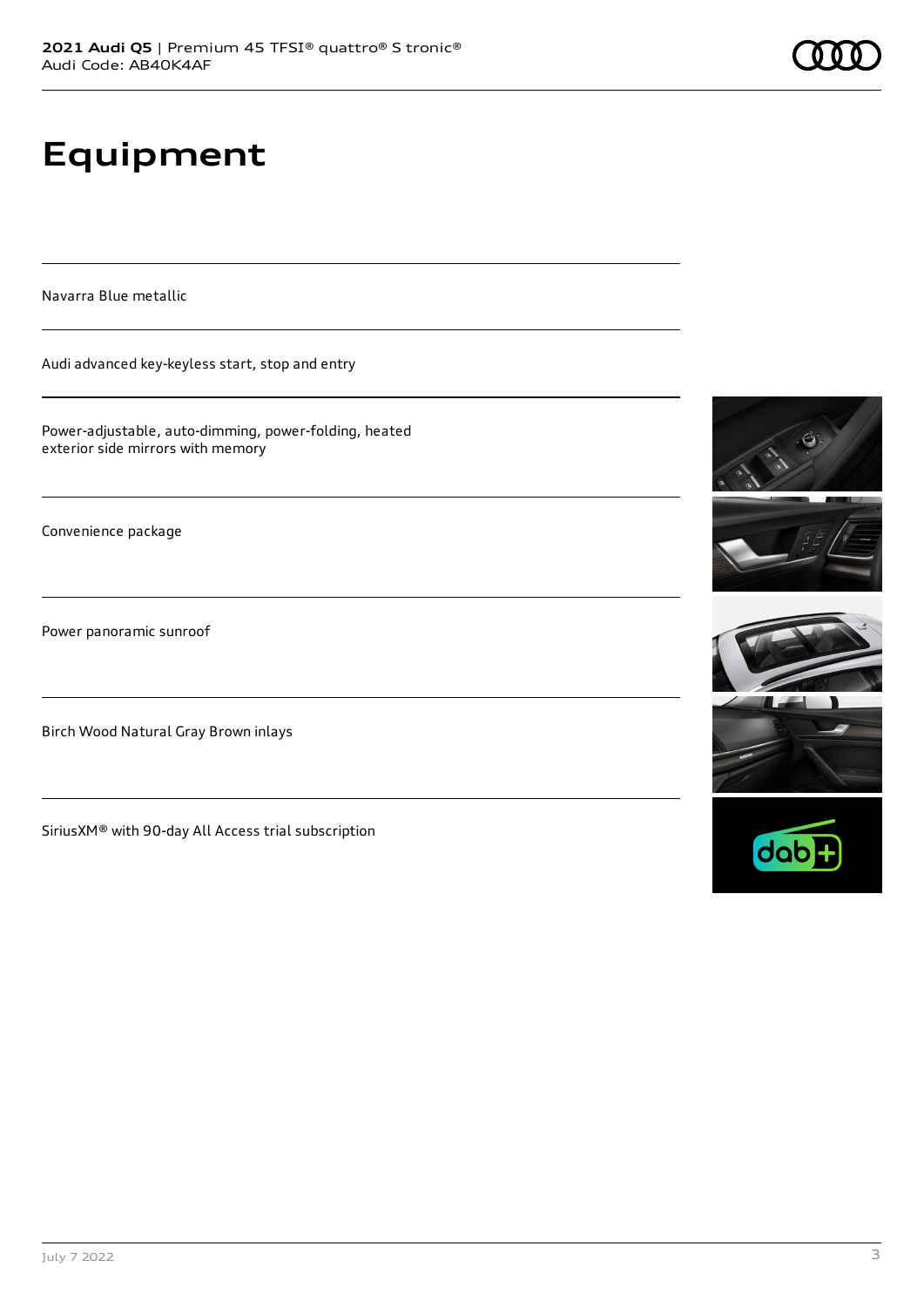# Equipment

Navarra Blue metallic

Audi advanced key-keyless start, stop and entry

Power-adjustable, auto-dimming, power-folding, heated exterior side mirrors with memory

Convenience package

Power panoramic sunroof

Birch Wood Natural Gray Brown inlays

SiriusXM® with 90-day All Access trial subscription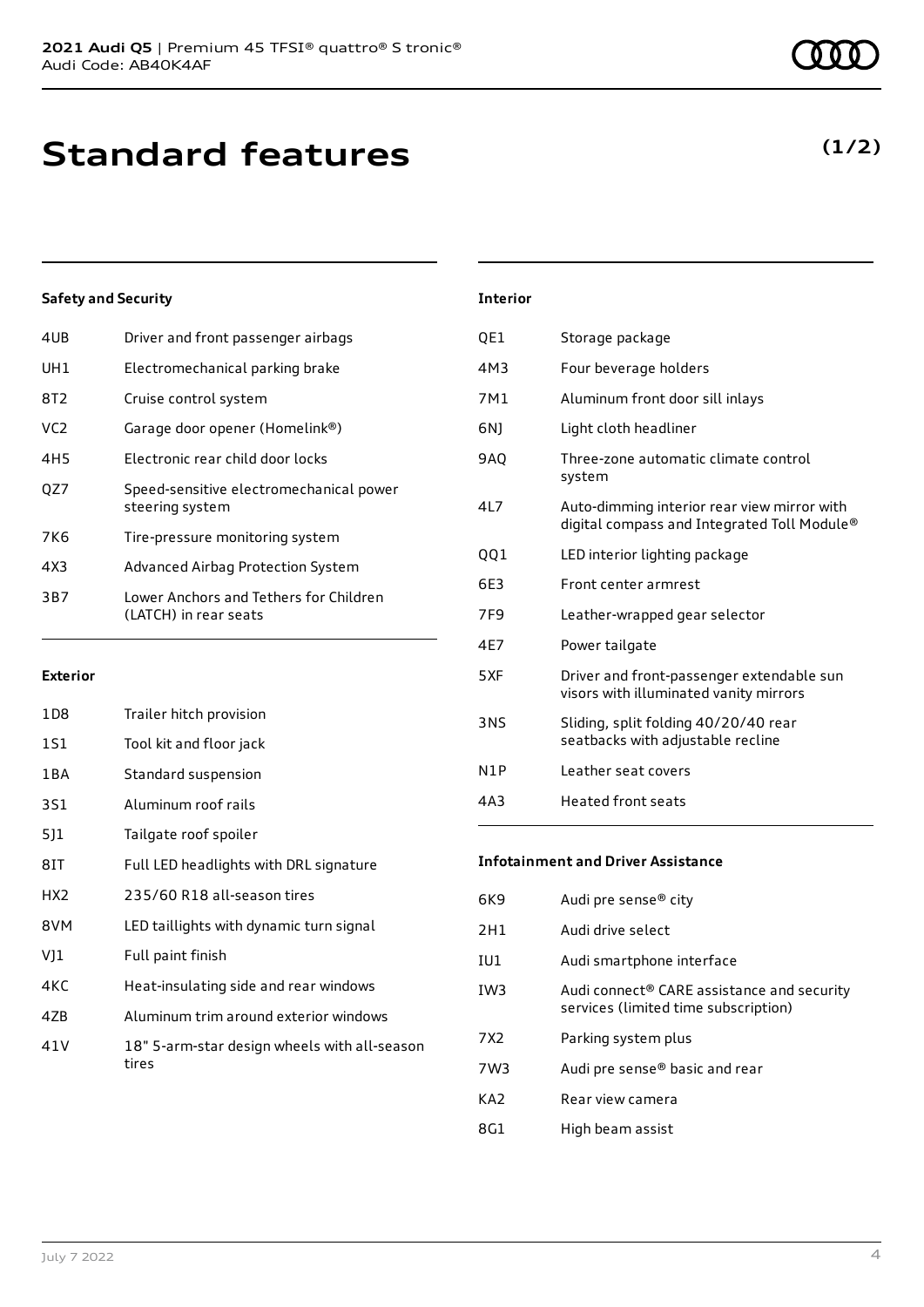# Standard features

**(1/2)**

### Safety and Security

| | |
|---|---|
| 4UB | Driver and front passenger airbags |
| UH1 | Electromechanical parking brake |
| 8T2 | Cruise control system |
| VC2 | Garage door opener (Homelink®) |
| 4H5 | Electronic rear child door locks |
| QZ7 | Speed-sensitive electromechanical power steering system |
| 7K6 | Tire-pressure monitoring system |
| 4X3 | Advanced Airbag Protection System |
| 3B7 | Lower Anchors and Tethers for Children (LATCH) in rear seats |

### Exterior

| | |
|---|---|
| 1D8 | Trailer hitch provision |
| 1S1 | Tool kit and floor jack |
| 1BA | Standard suspension |
| 3S1 | Aluminum roof rails |
| 5J1 | Tailgate roof spoiler |
| 8IT | Full LED headlights with DRL signature |
| HX2 | 235/60 R18 all-season tires |
| 8VM | LED taillights with dynamic turn signal |
| VJ1 | Full paint finish |
| 4KC | Heat-insulating side and rear windows |
| 4ZB | Aluminum trim around exterior windows |
| 41V | 18" 5-arm-star design wheels with all-season tires |

### Interior

| | |
|---|---|
| QE1 | Storage package |
| 4M3 | Four beverage holders |
| 7M1 | Aluminum front door sill inlays |
| 6NJ | Light cloth headliner |
| 9AQ | Three-zone automatic climate control system |
| 4L7 | Auto-dimming interior rear view mirror with digital compass and Integrated Toll Module® |
| QQ1 | LED interior lighting package |
| 6E3 | Front center armrest |
| 7F9 | Leather-wrapped gear selector |
| 4E7 | Power tailgate |
| 5XF | Driver and front-passenger extendable sun visors with illuminated vanity mirrors |
| 3NS | Sliding, split folding 40/20/40 rear seatbacks with adjustable recline |
| N1P | Leather seat covers |
| 4A3 | Heated front seats |

### Infotainment and Driver Assistance

| | |
|---|---|
| 6K9 | Audi pre sense® city |
| 2H1 | Audi drive select |
| IU1 | Audi smartphone interface |
| IW3 | Audi connect® CARE assistance and security services (limited time subscription) |
| 7X2 | Parking system plus |
| 7W3 | Audi pre sense® basic and rear |
| KA2 | Rear view camera |
| 8G1 | High beam assist |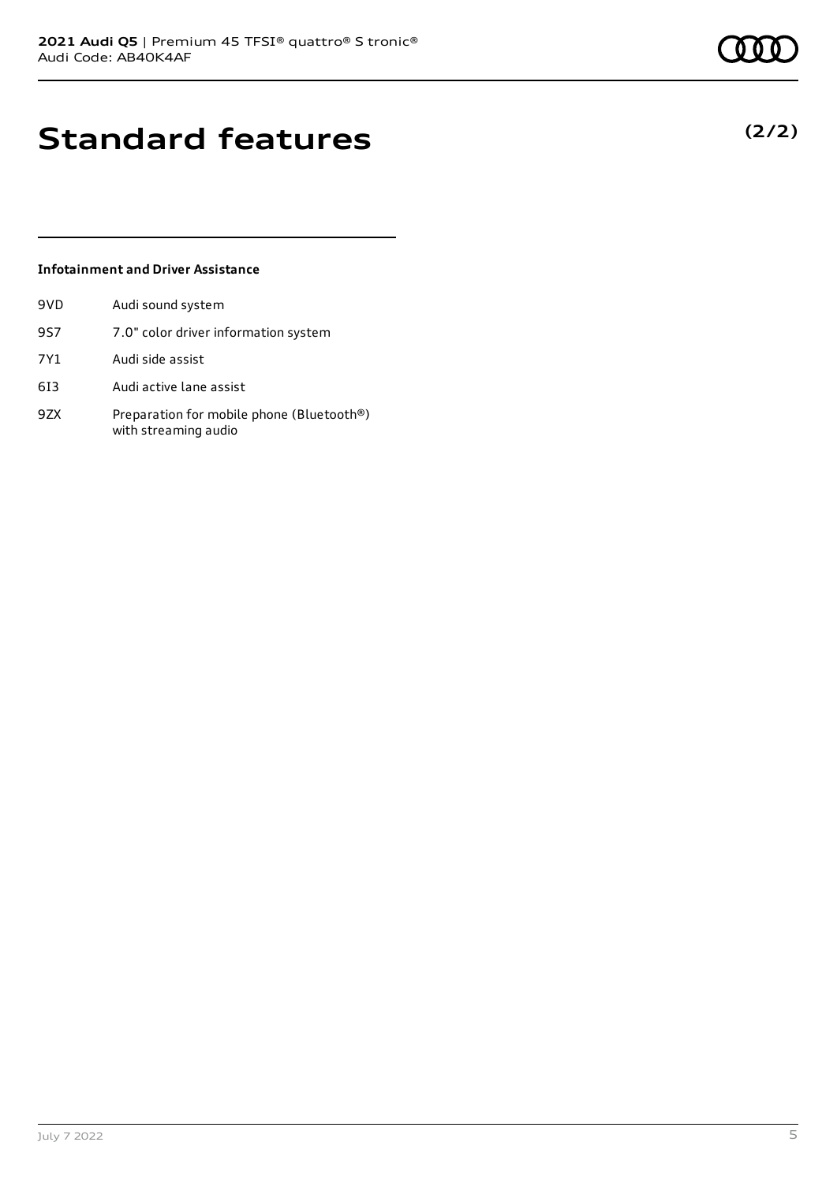# Standard features

**(2/2)**

### Infotainment and Driver Assistance

| | |
|---|---|
| 9VD | Audi sound system |
| 9S7 | 7.0" color driver information system |
| 7Y1 | Audi side assist |
| 6I3 | Audi active lane assist |
| 9ZX | Preparation for mobile phone (Bluetooth®) with streaming audio |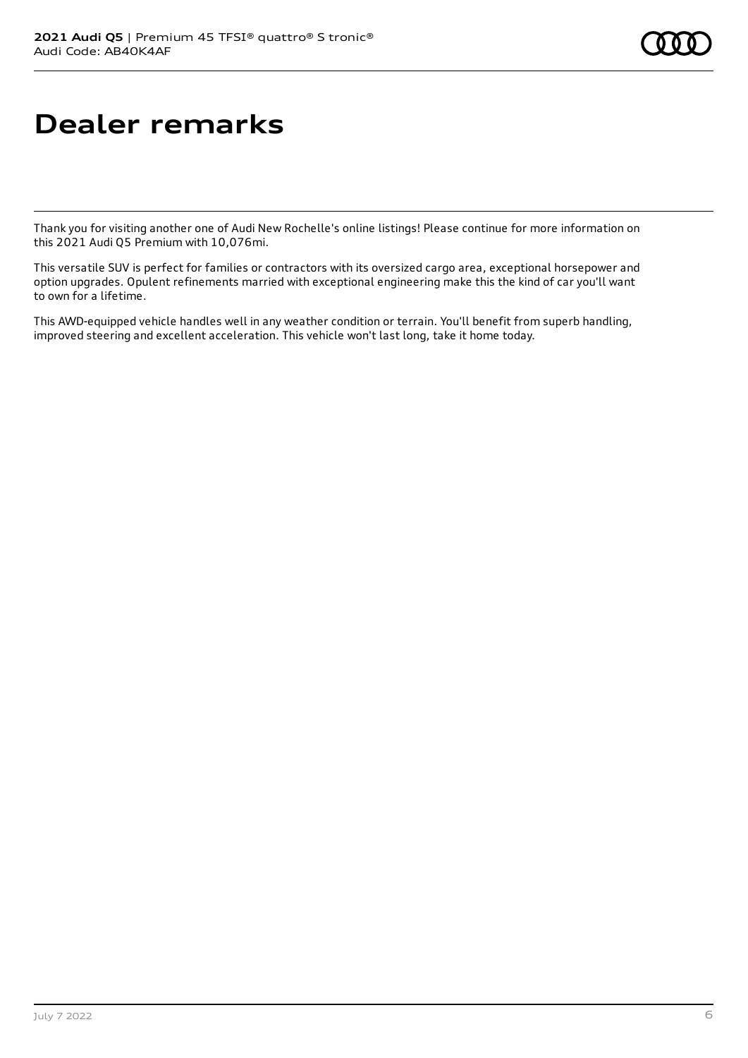# Dealer remarks

Thank you for visiting another one of Audi New Rochelle's online listings! Please continue for more information on this 2021 Audi Q5 Premium with 10,076mi.

This versatile SUV is perfect for families or contractors with its oversized cargo area, exceptional horsepower and option upgrades. Opulent refinements married with exceptional engineering make this the kind of car you'll want to own for a lifetime.

This AWD-equipped vehicle handles well in any weather condition or terrain. You'll benefit from superb handling, improved steering and excellent acceleration. This vehicle won't last long, take it home today.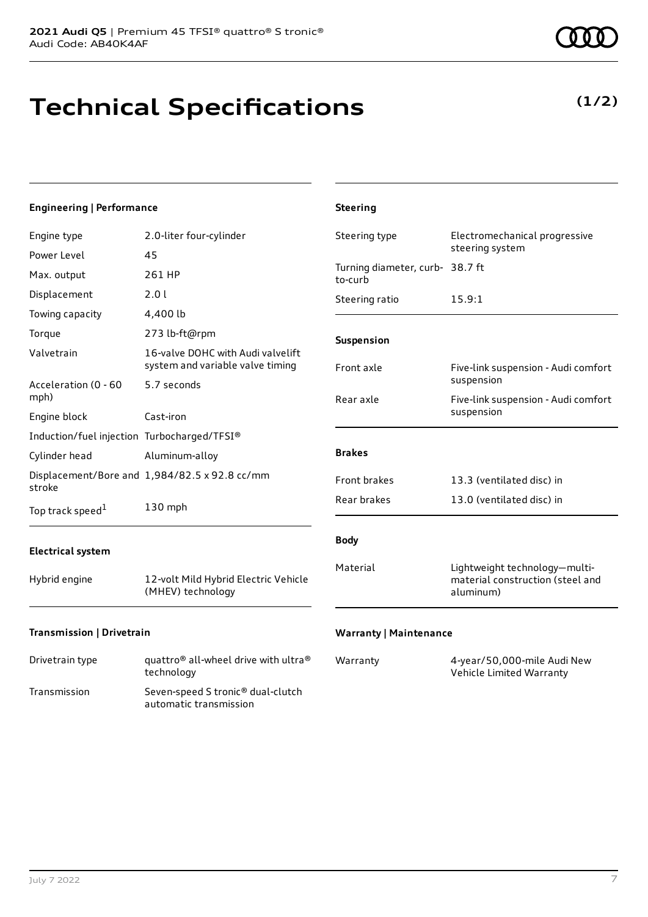# Technical Specifications

**(1/2)**

### Engineering | Performance

| | |
|---|---|
| Engine type | 2.0-liter four-cylinder |
| Power Level | 45 |
| Max. output | 261 HP |
| Displacement | 2.0 l |
| Towing capacity | 4,400 lb |
| Torque | 273 lb-ft@rpm |
| Valvetrain | 16-valve DOHC with Audi valvelift system and variable valve timing |
| Acceleration (0 - 60 mph) | 5.7 seconds |
| Engine block | Cast-iron |
| Induction/fuel injection | Turbocharged/TFSI® |
| Cylinder head | Aluminum-alloy |
| Displacement/Bore and stroke | 1,984/82.5 x 92.8 cc/mm |
| Top track speed[1] | 130 mph |

### Electrical system

| | |
|---|---|
| Hybrid engine | 12-volt Mild Hybrid Electric Vehicle (MHEV) technology |

### Transmission | Drivetrain

| | |
|---|---|
| Drivetrain type | quattro® all-wheel drive with ultra® technology |
| Transmission | Seven-speed S tronic® dual-clutch automatic transmission |

### Steering

| | |
|---|---|
| Steering type | Electromechanical progressive steering system |
| Turning diameter, curb-to-curb | 38.7 ft |
| Steering ratio | 15.9:1 |

### Suspension

| | |
|---|---|
| Front axle | Five-link suspension - Audi comfort suspension |
| Rear axle | Five-link suspension - Audi comfort suspension |

### Brakes

| | |
|---|---|
| Front brakes | 13.3 (ventilated disc) in |
| Rear brakes | 13.0 (ventilated disc) in |

### Body

| | |
|---|---|
| Material | Lightweight technology—multi-material construction (steel and aluminum) |

### Warranty | Maintenance

| | |
|---|---|
| Warranty | 4-year/50,000-mile Audi New Vehicle Limited Warranty |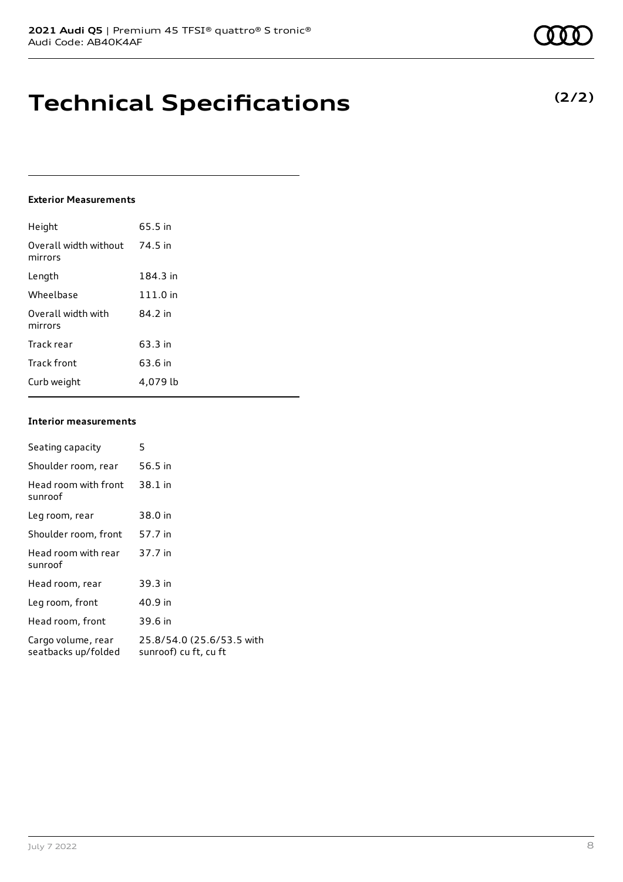# Technical Specifications

**(2/2)**

### Exterior Measurements

| | |
|---|---|
| Height | 65.5 in |
| Overall width without mirrors | 74.5 in |
| Length | 184.3 in |
| Wheelbase | 111.0 in |
| Overall width with mirrors | 84.2 in |
| Track rear | 63.3 in |
| Track front | 63.6 in |
| Curb weight | 4,079 lb |

### Interior measurements

| | |
|---|---|
| Seating capacity | 5 |
| Shoulder room, rear | 56.5 in |
| Head room with front sunroof | 38.1 in |
| Leg room, rear | 38.0 in |
| Shoulder room, front | 57.7 in |
| Head room with rear sunroof | 37.7 in |
| Head room, rear | 39.3 in |
| Leg room, front | 40.9 in |
| Head room, front | 39.6 in |
| Cargo volume, rear seatbacks up/folded | 25.8/54.0 (25.6/53.5 with sunroof) cu ft, cu ft |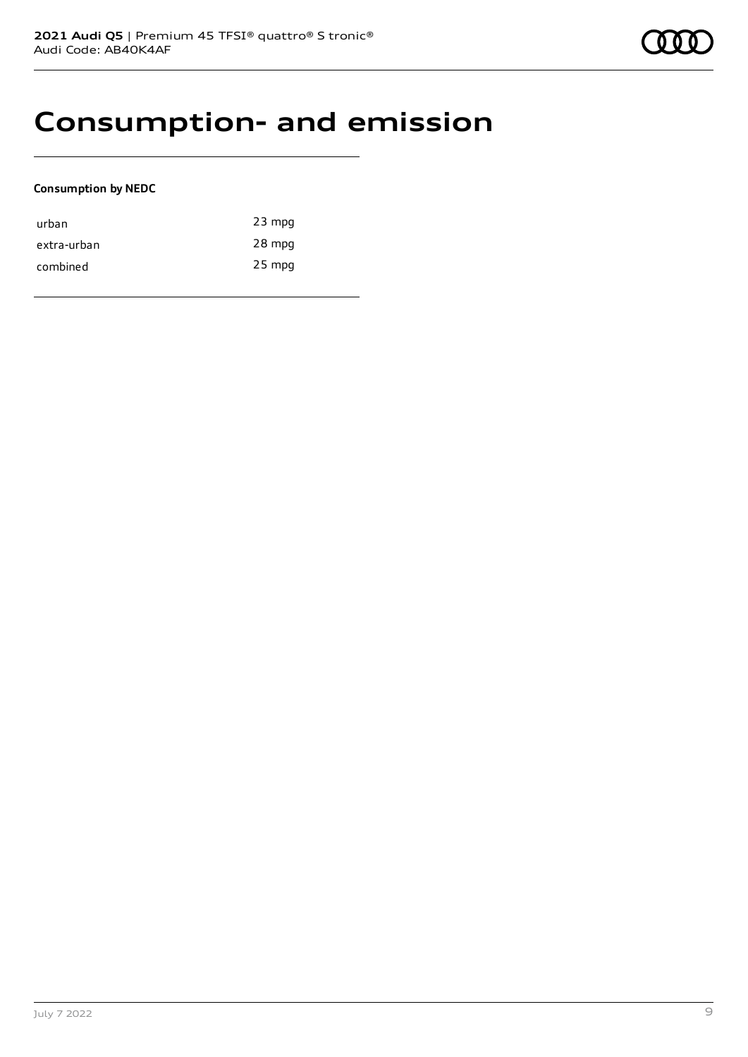# Consumption- and emission

**Consumption by NEDC**

| | |
|---|---|
| urban | 23 mpg |
| extra-urban | 28 mpg |
| combined | 25 mpg |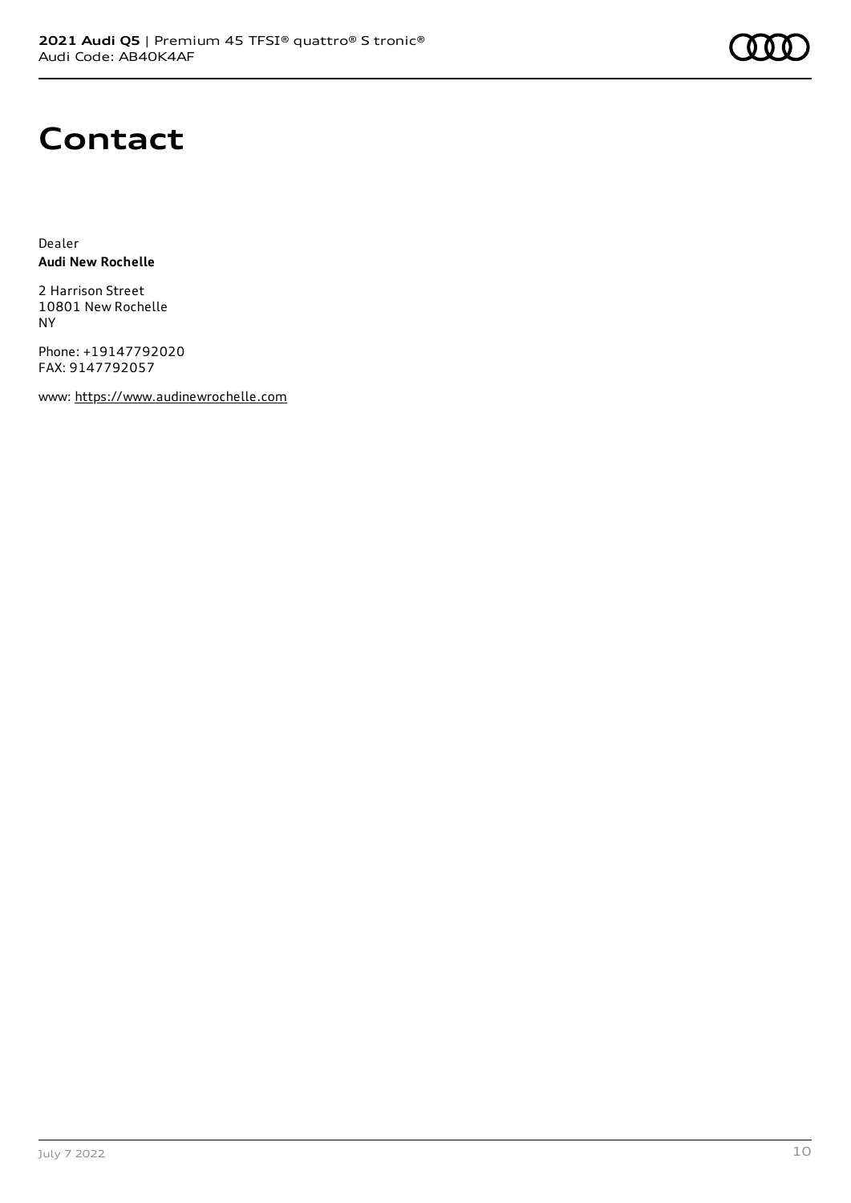# Contact

Dealer
**Audi New Rochelle**

2 Harrison Street
10801 New Rochelle
NY

Phone: +19147792020
FAX: 9147792057

www: https://www.audinewrochelle.com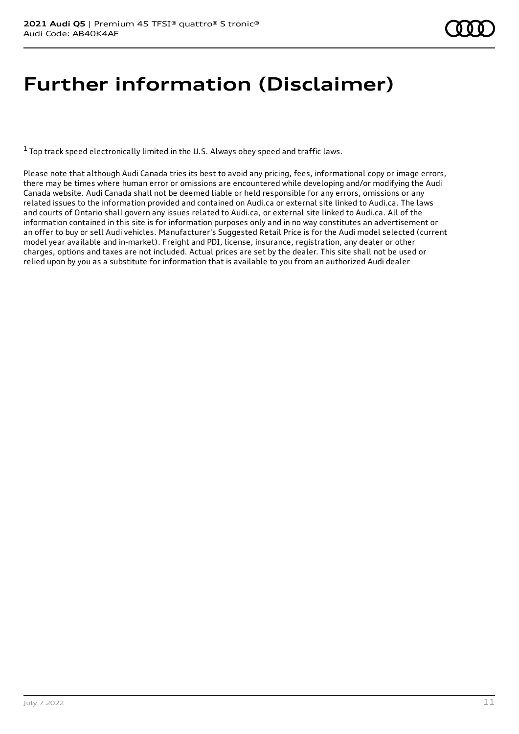# Further information (Disclaimer)

[1] Top track speed electronically limited in the U.S. Always obey speed and traffic laws.

Please note that although Audi Canada tries its best to avoid any pricing, fees, informational copy or image errors, there may be times where human error or omissions are encountered while developing and/or modifying the Audi Canada website. Audi Canada shall not be deemed liable or held responsible for any errors, omissions or any related issues to the information provided and contained on Audi.ca or external site linked to Audi.ca. The laws and courts of Ontario shall govern any issues related to Audi.ca, or external site linked to Audi.ca. All of the information contained in this site is for information purposes only and in no way constitutes an advertisement or an offer to buy or sell Audi vehicles. Manufacturer's Suggested Retail Price is for the Audi model selected (current model year available and in-market). Freight and PDI, license, insurance, registration, any dealer or other charges, options and taxes are not included. Actual prices are set by the dealer. This site shall not be used or relied upon by you as a substitute for information that is available to you from an authorized Audi dealer